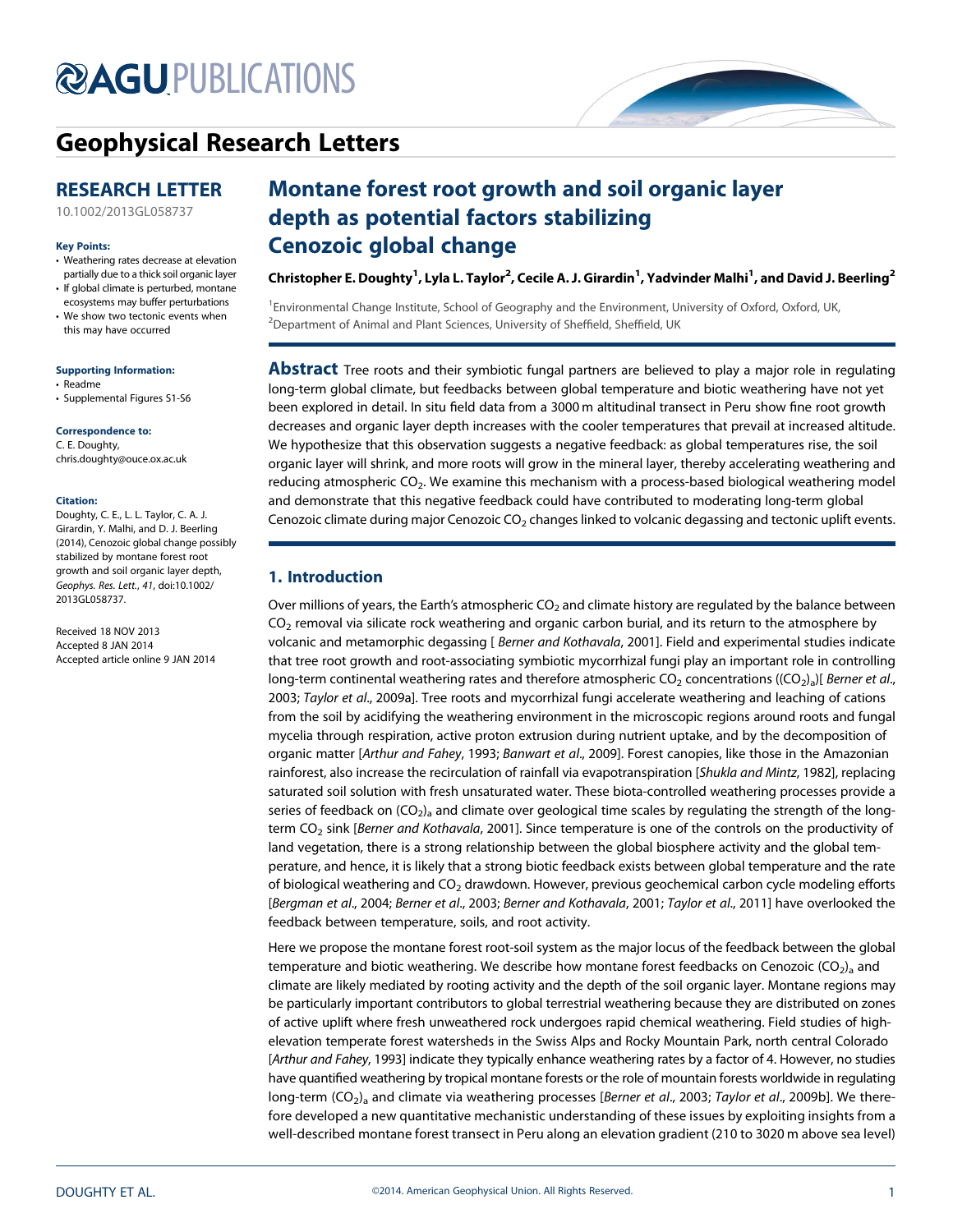# Geophysical Research Letters

## RESEARCH LETTER

10.1002/2013GL058737

**Key Points:**

- Weathering rates decrease at elevation partially due to a thick soil organic layer
- If global climate is perturbed, montane ecosystems may buffer perturbations
- We show two tectonic events when this may have occurred

**Supporting Information:**

- Readme
- Supplemental Figures S1-S6

**Correspondence to:**

C. E. Doughty,
chris.doughty@ouce.ox.ac.uk

**Citation:**

Doughty, C. E., L. L. Taylor, C. A. J. Girardin, Y. Malhi, and D. J. Beerling (2014), Cenozoic global change possibly stabilized by montane forest root growth and soil organic layer depth, *Geophys. Res. Lett.*, *41*, doi:10.1002/2013GL058737.

Received 18 NOV 2013
Accepted 8 JAN 2014
Accepted article online 9 JAN 2014

# Montane forest root growth and soil organic layer depth as potential factors stabilizing Cenozoic global change

**Christopher E. Doughty[1], Lyla L. Taylor[2], Cecile A. J. Girardin[1], Yadvinder Malhi[1], and David J. Beerling[2]**

[1]Environmental Change Institute, School of Geography and the Environment, University of Oxford, Oxford, UK,
[2]Department of Animal and Plant Sciences, University of Sheffield, Sheffield, UK

**Abstract** Tree roots and their symbiotic fungal partners are believed to play a major role in regulating long-term global climate, but feedbacks between global temperature and biotic weathering have not yet been explored in detail. In situ field data from a 3000 m altitudinal transect in Peru show fine root growth decreases and organic layer depth increases with the cooler temperatures that prevail at increased altitude. We hypothesize that this observation suggests a negative feedback: as global temperatures rise, the soil organic layer will shrink, and more roots will grow in the mineral layer, thereby accelerating weathering and reducing atmospheric $CO_2$. We examine this mechanism with a process-based biological weathering model and demonstrate that this negative feedback could have contributed to moderating long-term global Cenozoic climate during major Cenozoic $CO_2$ changes linked to volcanic degassing and tectonic uplift events.

## 1. Introduction

Over millions of years, the Earth's atmospheric $CO_2$ and climate history are regulated by the balance between $CO_2$ removal via silicate rock weathering and organic carbon burial, and its return to the atmosphere by volcanic and metamorphic degassing [ *Berner and Kothavala*, 2001]. Field and experimental studies indicate that tree root growth and root-associating symbiotic mycorrhizal fungi play an important role in controlling long-term continental weathering rates and therefore atmospheric $CO_2$ concentrations ($(CO_2)_a$)[ *Berner et al.*, 2003; *Taylor et al.*, 2009a]. Tree roots and mycorrhizal fungi accelerate weathering and leaching of cations from the soil by acidifying the weathering environment in the microscopic regions around roots and fungal mycelia through respiration, active proton extrusion during nutrient uptake, and by the decomposition of organic matter [*Arthur and Fahey*, 1993; *Banwart et al.*, 2009]. Forest canopies, like those in the Amazonian rainforest, also increase the recirculation of rainfall via evapotranspiration [*Shukla and Mintz*, 1982], replacing saturated soil solution with fresh unsaturated water. These biota-controlled weathering processes provide a series of feedback on $(CO_2)_a$ and climate over geological time scales by regulating the strength of the long-term $CO_2$ sink [*Berner and Kothavala*, 2001]. Since temperature is one of the controls on the productivity of land vegetation, there is a strong relationship between the global biosphere activity and the global temperature, and hence, it is likely that a strong biotic feedback exists between global temperature and the rate of biological weathering and $CO_2$ drawdown. However, previous geochemical carbon cycle modeling efforts [*Bergman et al.*, 2004; *Berner et al.*, 2003; *Berner and Kothavala*, 2001; *Taylor et al.*, 2011] have overlooked the feedback between temperature, soils, and root activity.

Here we propose the montane forest root-soil system as the major locus of the feedback between the global temperature and biotic weathering. We describe how montane forest feedbacks on Cenozoic $(CO_2)_a$ and climate are likely mediated by rooting activity and the depth of the soil organic layer. Montane regions may be particularly important contributors to global terrestrial weathering because they are distributed on zones of active uplift where fresh unweathered rock undergoes rapid chemical weathering. Field studies of high-elevation temperate forest watersheds in the Swiss Alps and Rocky Mountain Park, north central Colorado [*Arthur and Fahey*, 1993] indicate they typically enhance weathering rates by a factor of 4. However, no studies have quantified weathering by tropical montane forests or the role of mountain forests worldwide in regulating long-term $(CO_2)_a$ and climate via weathering processes [*Berner et al.*, 2003; *Taylor et al.*, 2009b]. We therefore developed a new quantitative mechanistic understanding of these issues by exploiting insights from a well-described montane forest transect in Peru along an elevation gradient (210 to 3020 m above sea level)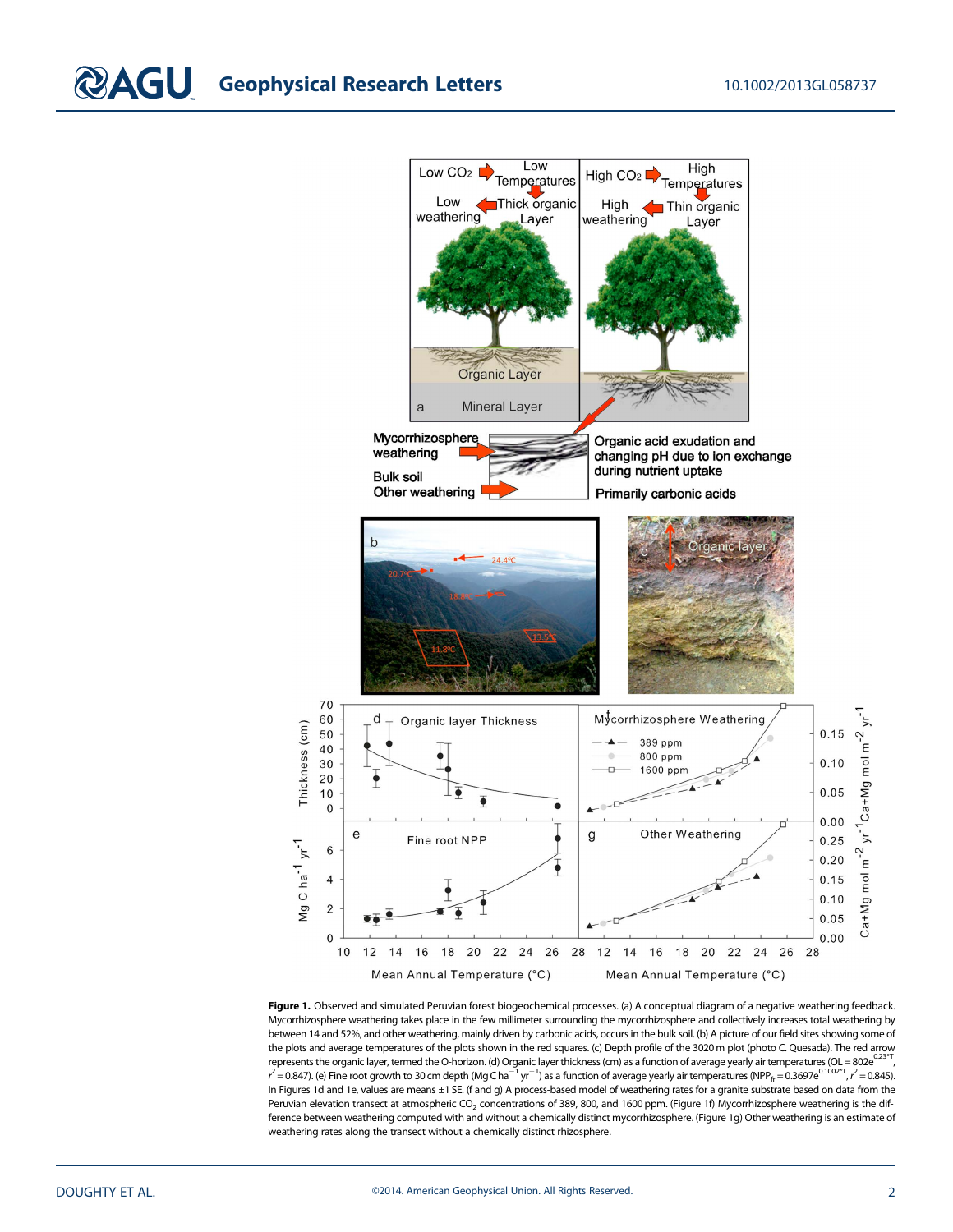**Figure 1.** Observed and simulated Peruvian forest biogeochemical processes. (a) A conceptual diagram of a negative weathering feedback. Mycorrhizosphere weathering takes place in the few millimeter surrounding the mycorrhizosphere and collectively increases total weathering by between 14 and 52%, and other weathering, mainly driven by carbonic acids, occurs in the bulk soil. (b) A picture of our field sites showing some of the plots and average temperatures of the plots shown in the red squares. (c) Depth profile of the 3020 m plot (photo C. Quesada). The red arrow represents the organic layer, termed the O-horizon. (d) Organic layer thickness (cm) as a function of average yearly air temperatures ($OL = 802e^{0.23*T}$, $r^2 = 0.847$). (e) Fine root growth to 30 cm depth (Mg C $ha^{-1}$ $yr^{-1}$) as a function of average yearly air temperatures ($NPP_{fr} = 0.3697e^{0.1002*T}$, $r^2 = 0.845$). In Figures 1d and 1e, values are means ±1 SE. (f and g) A process-based model of weathering rates for a granite substrate based on data from the Peruvian elevation transect at atmospheric $CO_2$ concentrations of 389, 800, and 1600 ppm. (Figure 1f) Mycorrhizosphere weathering is the difference between weathering computed with and without a chemically distinct mycorrhizosphere. (Figure 1g) Other weathering is an estimate of weathering rates along the transect without a chemically distinct rhizosphere.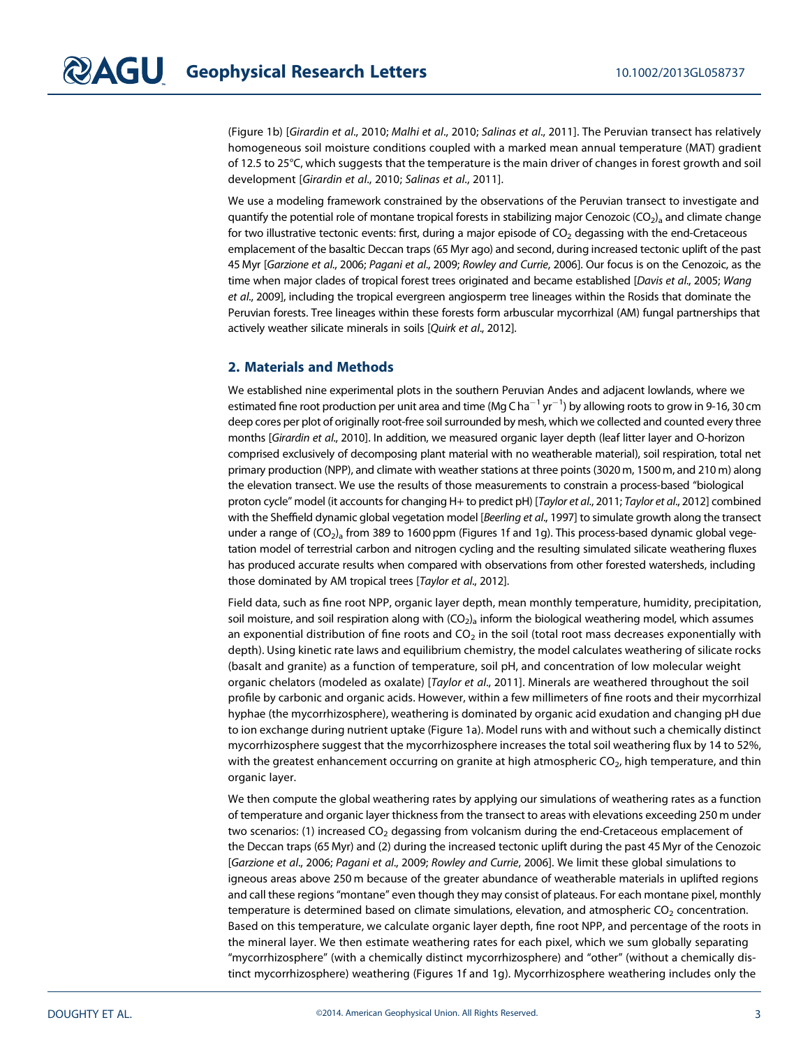(Figure 1b) [*Girardin et al*., 2010; *Malhi et al*., 2010; *Salinas et al*., 2011]. The Peruvian transect has relatively homogeneous soil moisture conditions coupled with a marked mean annual temperature (MAT) gradient of 12.5 to 25°C, which suggests that the temperature is the main driver of changes in forest growth and soil development [*Girardin et al*., 2010; *Salinas et al*., 2011].

We use a modeling framework constrained by the observations of the Peruvian transect to investigate and quantify the potential role of montane tropical forests in stabilizing major Cenozoic $(CO_2)_a$ and climate change for two illustrative tectonic events: first, during a major episode of $CO_2$ degassing with the end-Cretaceous emplacement of the basaltic Deccan traps (65 Myr ago) and second, during increased tectonic uplift of the past 45 Myr [*Garzione et al*., 2006; *Pagani et al*., 2009; *Rowley and Currie*, 2006]. Our focus is on the Cenozoic, as the time when major clades of tropical forest trees originated and became established [*Davis et al*., 2005; *Wang et al*., 2009], including the tropical evergreen angiosperm tree lineages within the Rosids that dominate the Peruvian forests. Tree lineages within these forests form arbuscular mycorrhizal (AM) fungal partnerships that actively weather silicate minerals in soils [*Quirk et al*., 2012].

## 2. Materials and Methods

We established nine experimental plots in the southern Peruvian Andes and adjacent lowlands, where we estimated fine root production per unit area and time (Mg C $ha^{-1}$ $yr^{-1}$) by allowing roots to grow in 9-16, 30 cm deep cores per plot of originally root-free soil surrounded by mesh, which we collected and counted every three months [*Girardin et al*., 2010]. In addition, we measured organic layer depth (leaf litter layer and O-horizon comprised exclusively of decomposing plant material with no weatherable material), soil respiration, total net primary production (NPP), and climate with weather stations at three points (3020 m, 1500 m, and 210 m) along the elevation transect. We use the results of those measurements to constrain a process-based "biological proton cycle" model (it accounts for changing H+ to predict pH) [*Taylor et al*., 2011; *Taylor et al*., 2012] combined with the Sheffield dynamic global vegetation model [*Beerling et al*., 1997] to simulate growth along the transect under a range of $(CO_2)_a$ from 389 to 1600 ppm (Figures 1f and 1g). This process-based dynamic global vegetation model of terrestrial carbon and nitrogen cycling and the resulting simulated silicate weathering fluxes has produced accurate results when compared with observations from other forested watersheds, including those dominated by AM tropical trees [*Taylor et al*., 2012].

Field data, such as fine root NPP, organic layer depth, mean monthly temperature, humidity, precipitation, soil moisture, and soil respiration along with $(CO_2)_a$ inform the biological weathering model, which assumes an exponential distribution of fine roots and $CO_2$ in the soil (total root mass decreases exponentially with depth). Using kinetic rate laws and equilibrium chemistry, the model calculates weathering of silicate rocks (basalt and granite) as a function of temperature, soil pH, and concentration of low molecular weight organic chelators (modeled as oxalate) [*Taylor et al*., 2011]. Minerals are weathered throughout the soil profile by carbonic and organic acids. However, within a few millimeters of fine roots and their mycorrhizal hyphae (the mycorrhizosphere), weathering is dominated by organic acid exudation and changing pH due to ion exchange during nutrient uptake (Figure 1a). Model runs with and without such a chemically distinct mycorrhizosphere suggest that the mycorrhizosphere increases the total soil weathering flux by 14 to 52%, with the greatest enhancement occurring on granite at high atmospheric $CO_2$, high temperature, and thin organic layer.

We then compute the global weathering rates by applying our simulations of weathering rates as a function of temperature and organic layer thickness from the transect to areas with elevations exceeding 250 m under two scenarios: (1) increased $CO_2$ degassing from volcanism during the end-Cretaceous emplacement of the Deccan traps (65 Myr) and (2) during the increased tectonic uplift during the past 45 Myr of the Cenozoic [*Garzione et al*., 2006; *Pagani et al*., 2009; *Rowley and Currie*, 2006]. We limit these global simulations to igneous areas above 250 m because of the greater abundance of weatherable materials in uplifted regions and call these regions "montane" even though they may consist of plateaus. For each montane pixel, monthly temperature is determined based on climate simulations, elevation, and atmospheric $CO_2$ concentration. Based on this temperature, we calculate organic layer depth, fine root NPP, and percentage of the roots in the mineral layer. We then estimate weathering rates for each pixel, which we sum globally separating "mycorrhizosphere" (with a chemically distinct mycorrhizosphere) and "other" (without a chemically distinct mycorrhizosphere) weathering (Figures 1f and 1g). Mycorrhizosphere weathering includes only the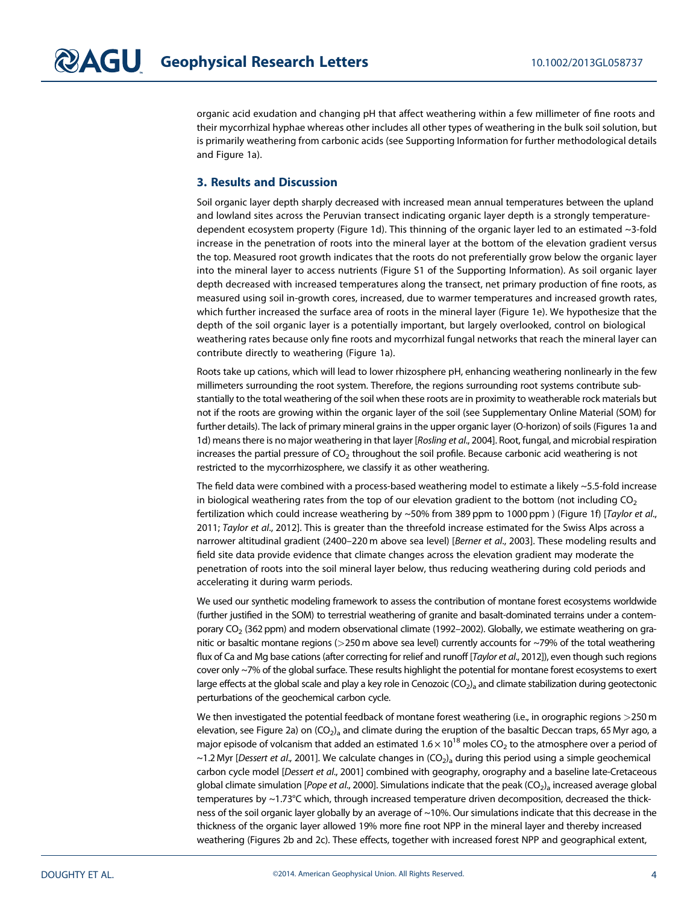organic acid exudation and changing pH that affect weathering within a few millimeter of fine roots and their mycorrhizal hyphae whereas other includes all other types of weathering in the bulk soil solution, but is primarily weathering from carbonic acids (see Supporting Information for further methodological details and Figure 1a).

## 3. Results and Discussion

Soil organic layer depth sharply decreased with increased mean annual temperatures between the upland and lowland sites across the Peruvian transect indicating organic layer depth is a strongly temperature-dependent ecosystem property (Figure 1d). This thinning of the organic layer led to an estimated ~3-fold increase in the penetration of roots into the mineral layer at the bottom of the elevation gradient versus the top. Measured root growth indicates that the roots do not preferentially grow below the organic layer into the mineral layer to access nutrients (Figure S1 of the Supporting Information). As soil organic layer depth decreased with increased temperatures along the transect, net primary production of fine roots, as measured using soil in-growth cores, increased, due to warmer temperatures and increased growth rates, which further increased the surface area of roots in the mineral layer (Figure 1e). We hypothesize that the depth of the soil organic layer is a potentially important, but largely overlooked, control on biological weathering rates because only fine roots and mycorrhizal fungal networks that reach the mineral layer can contribute directly to weathering (Figure 1a).

Roots take up cations, which will lead to lower rhizosphere pH, enhancing weathering nonlinearly in the few millimeters surrounding the root system. Therefore, the regions surrounding root systems contribute substantially to the total weathering of the soil when these roots are in proximity to weatherable rock materials but not if the roots are growing within the organic layer of the soil (see Supplementary Online Material (SOM) for further details). The lack of primary mineral grains in the upper organic layer (O-horizon) of soils (Figures 1a and 1d) means there is no major weathering in that layer [*Rosling et al*., 2004]. Root, fungal, and microbial respiration increases the partial pressure of $CO_2$ throughout the soil profile. Because carbonic acid weathering is not restricted to the mycorrhizosphere, we classify it as other weathering.

The field data were combined with a process-based weathering model to estimate a likely ~5.5-fold increase in biological weathering rates from the top of our elevation gradient to the bottom (not including $CO_2$ fertilization which could increase weathering by ~50% from 389 ppm to 1000 ppm ) (Figure 1f) [*Taylor et al*., 2011; *Taylor et al*., 2012]. This is greater than the threefold increase estimated for the Swiss Alps across a narrower altitudinal gradient (2400–220 m above sea level) [*Berner et al*., 2003]. These modeling results and field site data provide evidence that climate changes across the elevation gradient may moderate the penetration of roots into the soil mineral layer below, thus reducing weathering during cold periods and accelerating it during warm periods.

We used our synthetic modeling framework to assess the contribution of montane forest ecosystems worldwide (further justified in the SOM) to terrestrial weathering of granite and basalt-dominated terrains under a contemporary $CO_2$ (362 ppm) and modern observational climate (1992–2002). Globally, we estimate weathering on granitic or basaltic montane regions (>250 m above sea level) currently accounts for ~79% of the total weathering flux of Ca and Mg base cations (after correcting for relief and runoff [*Taylor et al*., 2012]), even though such regions cover only ~7% of the global surface. These results highlight the potential for montane forest ecosystems to exert large effects at the global scale and play a key role in Cenozoic $(CO_2)_a$ and climate stabilization during geotectonic perturbations of the geochemical carbon cycle.

We then investigated the potential feedback of montane forest weathering (i.e., in orographic regions >250 m elevation, see Figure 2a) on $(CO_2)_a$ and climate during the eruption of the basaltic Deccan traps, 65 Myr ago, a major episode of volcanism that added an estimated $1.6 \times 10^{18}$ moles $CO_2$ to the atmosphere over a period of ~1.2 Myr [*Dessert et al*., 2001]. We calculate changes in $(CO_2)_a$ during this period using a simple geochemical carbon cycle model [*Dessert et al*., 2001] combined with geography, orography and a baseline late-Cretaceous global climate simulation [*Pope et al*., 2000]. Simulations indicate that the peak $(CO_2)_a$ increased average global temperatures by ~1.73°C which, through increased temperature driven decomposition, decreased the thickness of the soil organic layer globally by an average of ~10%. Our simulations indicate that this decrease in the thickness of the organic layer allowed 19% more fine root NPP in the mineral layer and thereby increased weathering (Figures 2b and 2c). These effects, together with increased forest NPP and geographical extent,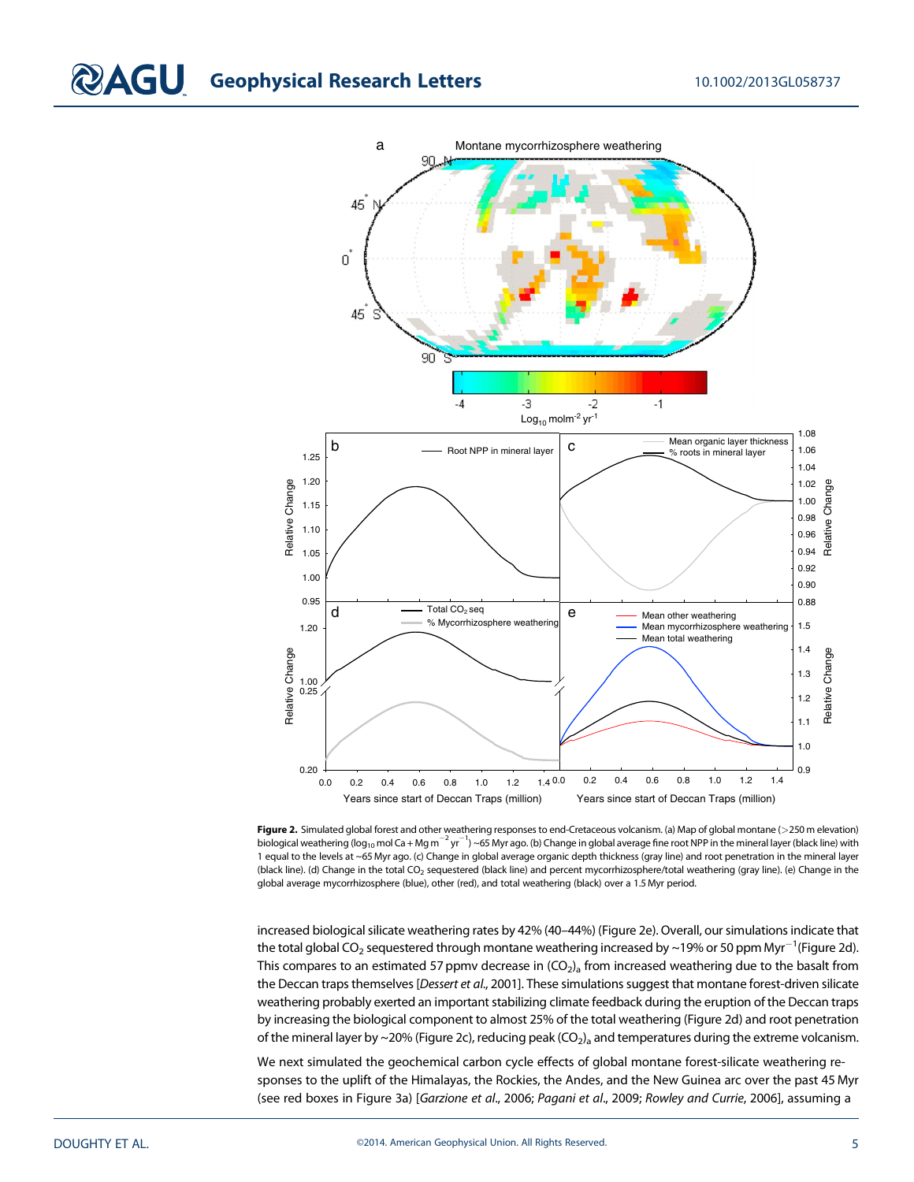**Figure 2.** Simulated global forest and other weathering responses to end-Cretaceous volcanism. (a) Map of global montane (>250 m elevation) biological weathering ($\log_{10}$ mol Ca + Mg $m^{-2}$ $yr^{-1}$) ~65 Myr ago. (b) Change in global average fine root NPP in the mineral layer (black line) with 1 equal to the levels at ~65 Myr ago. (c) Change in global average organic depth thickness (gray line) and root penetration in the mineral layer (black line). (d) Change in the total $CO_2$ sequestered (black line) and percent mycorrhizosphere/total weathering (gray line). (e) Change in the global average mycorrhizosphere (blue), other (red), and total weathering (black) over a 1.5 Myr period.

increased biological silicate weathering rates by 42% (40–44%) (Figure 2e). Overall, our simulations indicate that the total global $CO_2$ sequestered through montane weathering increased by ~19% or 50 ppm $Myr^{-1}$(Figure 2d). This compares to an estimated 57 ppmv decrease in $(CO_2)_a$ from increased weathering due to the basalt from the Deccan traps themselves [*Dessert et al.*, 2001]. These simulations suggest that montane forest-driven silicate weathering probably exerted an important stabilizing climate feedback during the eruption of the Deccan traps by increasing the biological component to almost 25% of the total weathering (Figure 2d) and root penetration of the mineral layer by ~20% (Figure 2c), reducing peak $(CO_2)_a$ and temperatures during the extreme volcanism.

We next simulated the geochemical carbon cycle effects of global montane forest-silicate weathering responses to the uplift of the Himalayas, the Rockies, the Andes, and the New Guinea arc over the past 45 Myr (see red boxes in Figure 3a) [*Garzione et al.*, 2006; *Pagani et al.*, 2009; *Rowley and Currie*, 2006], assuming a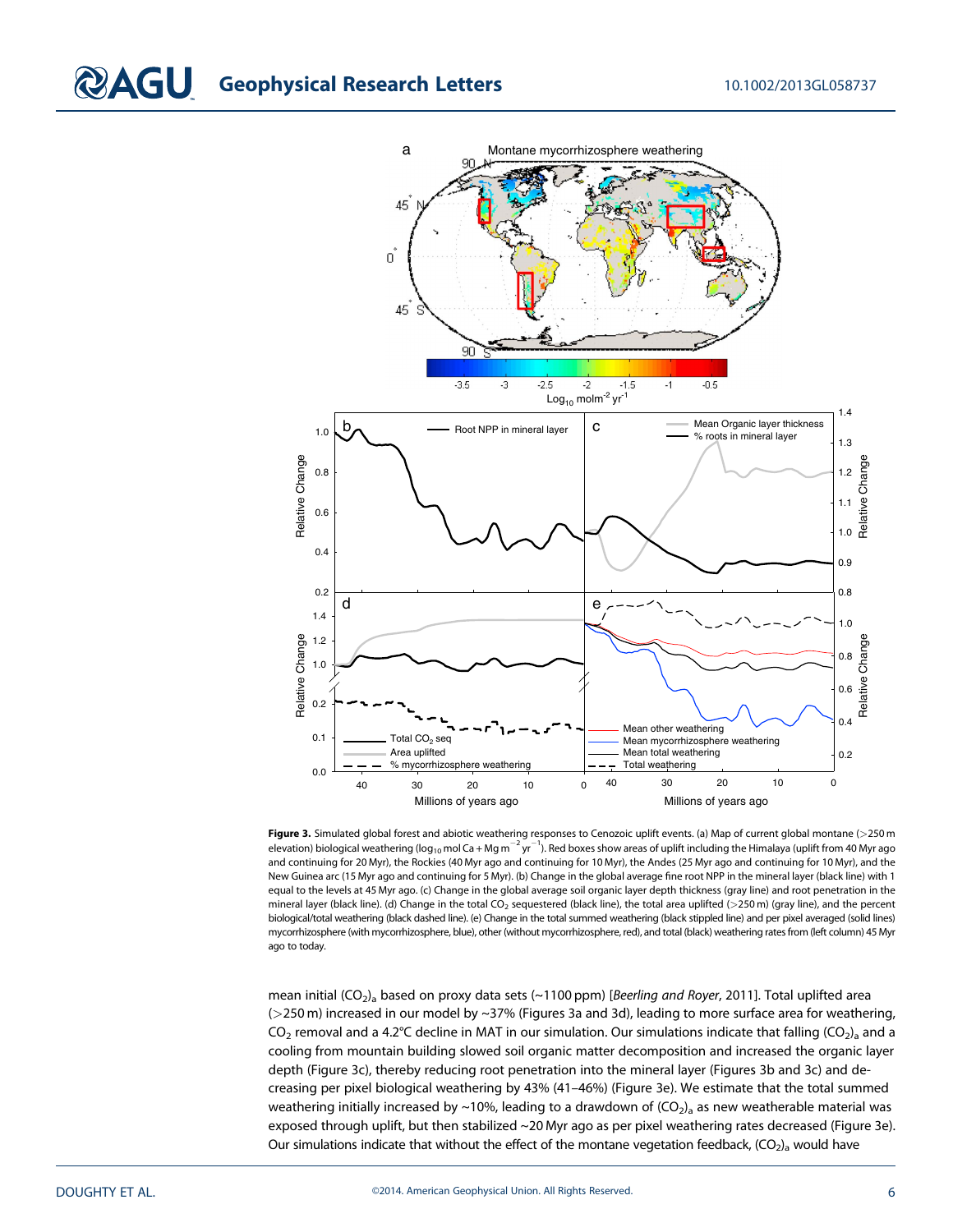**Figure 3.** Simulated global forest and abiotic weathering responses to Cenozoic uplift events. (a) Map of current global montane (>250 m elevation) biological weathering ($\log_{10}$ mol Ca + Mg $m^{-2}$ $yr^{-1}$). Red boxes show areas of uplift including the Himalaya (uplift from 40 Myr ago and continuing for 20 Myr), the Rockies (40 Myr ago and continuing for 10 Myr), the Andes (25 Myr ago and continuing for 10 Myr), and the New Guinea arc (15 Myr ago and continuing for 5 Myr). (b) Change in the global average fine root NPP in the mineral layer (black line) with 1 equal to the levels at 45 Myr ago. (c) Change in the global average soil organic layer depth thickness (gray line) and root penetration in the mineral layer (black line). (d) Change in the total $CO_2$ sequestered (black line), the total area uplifted (>250 m) (gray line), and the percent biological/total weathering (black dashed line). (e) Change in the total summed weathering (black stippled line) and per pixel averaged (solid lines) mycorrhizosphere (with mycorrhizosphere, blue), other (without mycorrhizosphere, red), and total (black) weathering rates from (left column) 45 Myr ago to today.

mean initial $(CO_2)_a$ based on proxy data sets (~1100 ppm) [*Beerling and Royer*, 2011]. Total uplifted area (>250 m) increased in our model by ~37% (Figures 3a and 3d), leading to more surface area for weathering, $CO_2$ removal and a 4.2°C decline in MAT in our simulation. Our simulations indicate that falling $(CO_2)_a$ and a cooling from mountain building slowed soil organic matter decomposition and increased the organic layer depth (Figure 3c), thereby reducing root penetration into the mineral layer (Figures 3b and 3c) and decreasing per pixel biological weathering by 43% (41–46%) (Figure 3e). We estimate that the total summed weathering initially increased by ~10%, leading to a drawdown of $(CO_2)_a$ as new weatherable material was exposed through uplift, but then stabilized ~20 Myr ago as per pixel weathering rates decreased (Figure 3e). Our simulations indicate that without the effect of the montane vegetation feedback, $(CO_2)_a$ would have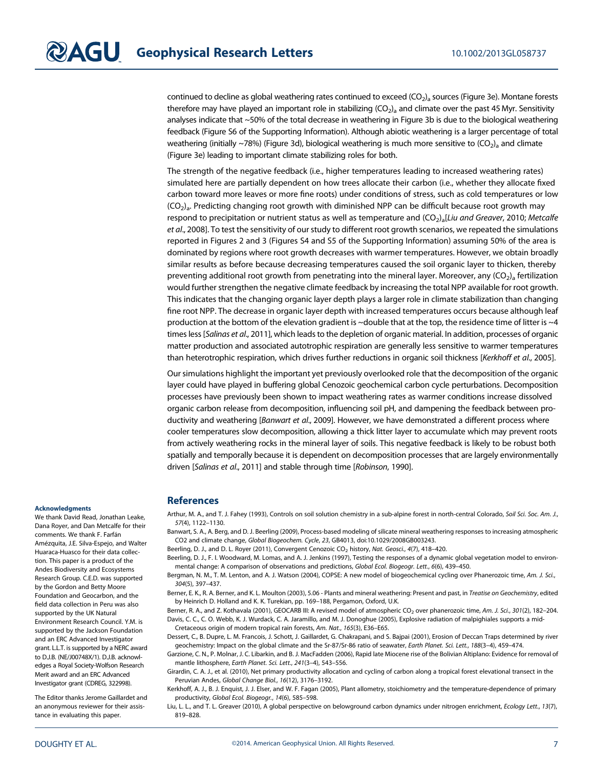continued to decline as global weathering rates continued to exceed $(CO_2)_a$ sources (Figure 3e). Montane forests therefore may have played an important role in stabilizing $(CO_2)_a$ and climate over the past 45 Myr. Sensitivity analyses indicate that ~50% of the total decrease in weathering in Figure 3b is due to the biological weathering feedback (Figure S6 of the Supporting Information). Although abiotic weathering is a larger percentage of total weathering (initially ~78%) (Figure 3d), biological weathering is much more sensitive to $(CO_2)_a$ and climate (Figure 3e) leading to important climate stabilizing roles for both.

The strength of the negative feedback (i.e., higher temperatures leading to increased weathering rates) simulated here are partially dependent on how trees allocate their carbon (i.e., whether they allocate fixed carbon toward more leaves or more fine roots) under conditions of stress, such as cold temperatures or low $(CO_2)_a$. Predicting changing root growth with diminished NPP can be difficult because root growth may respond to precipitation or nutrient status as well as temperature and $(CO_2)_a$[*Liu and Greaver*, 2010; *Metcalfe et al.*, 2008]. To test the sensitivity of our study to different root growth scenarios, we repeated the simulations reported in Figures 2 and 3 (Figures S4 and S5 of the Supporting Information) assuming 50% of the area is dominated by regions where root growth decreases with warmer temperatures. However, we obtain broadly similar results as before because decreasing temperatures caused the soil organic layer to thicken, thereby preventing additional root growth from penetrating into the mineral layer. Moreover, any $(CO_2)_a$ fertilization would further strengthen the negative climate feedback by increasing the total NPP available for root growth. This indicates that the changing organic layer depth plays a larger role in climate stabilization than changing fine root NPP. The decrease in organic layer depth with increased temperatures occurs because although leaf production at the bottom of the elevation gradient is ~double that at the top, the residence time of litter is ~4 times less [*Salinas et al.*, 2011], which leads to the depletion of organic material. In addition, processes of organic matter production and associated autotrophic respiration are generally less sensitive to warmer temperatures than heterotrophic respiration, which drives further reductions in organic soil thickness [*Kerkhoff et al.*, 2005].

Our simulations highlight the important yet previously overlooked role that the decomposition of the organic layer could have played in buffering global Cenozoic geochemical carbon cycle perturbations. Decomposition processes have previously been shown to impact weathering rates as warmer conditions increase dissolved organic carbon release from decomposition, influencing soil pH, and dampening the feedback between productivity and weathering [*Banwart et al.*, 2009]. However, we have demonstrated a different process where cooler temperatures slow decomposition, allowing a thick litter layer to accumulate which may prevent roots from actively weathering rocks in the mineral layer of soils. This negative feedback is likely to be robust both spatially and temporally because it is dependent on decomposition processes that are largely environmentally driven [*Salinas et al.*, 2011] and stable through time [*Robinson*, 1990].

**Acknowledgments**

We thank David Read, Jonathan Leake, Dana Royer, and Dan Metcalfe for their comments. We thank F. Farfán Amézquita, J.E. Silva-Espejo, and Walter Huaraca-Huasco for their data collection. This paper is a product of the Andes Biodiversity and Ecosystems Research Group. C.E.D. was supported by the Gordon and Betty Moore Foundation and Geocarbon, and the field data collection in Peru was also supported by the UK Natural Environment Research Council. Y.M. is supported by the Jackson Foundation and an ERC Advanced Investigator grant. L.L.T. is supported by a NERC award to D.J.B. (NE/J00748X/1). D.J.B. acknowledges a Royal Society-Wolfson Research Merit award and an ERC Advanced Investigator grant (CDREG, 322998).

The Editor thanks Jerome Gaillardet and an anonymous reviewer for their assistance in evaluating this paper.

## References

Arthur, M. A., and T. J. Fahey (1993), Controls on soil solution chemistry in a sub-alpine forest in north-central Colorado, *Soil Sci. Soc. Am. J.*, *57*(4), 1122–1130.

Banwart, S. A., A. Berg, and D. J. Beerling (2009), Process-based modeling of silicate mineral weathering responses to increasing atmospheric CO2 and climate change, *Global Biogeochem. Cycle*, *23*, GB4013, doi:10.1029/2008GB003243.

Beerling, D. J., and D. L. Royer (2011), Convergent Cenozoic $CO_2$ history, *Nat. Geosci.*, *4*(7), 418–420.

Beerling, D. J., F. I. Woodward, M. Lomas, and A. J. Jenkins (1997), Testing the responses of a dynamic global vegetation model to environmental change: A comparison of observations and predictions, *Global Ecol. Biogeogr. Lett.*, *6*(6), 439–450.

Bergman, N. M., T. M. Lenton, and A. J. Watson (2004), COPSE: A new model of biogeochemical cycling over Phanerozoic time, *Am. J. Sci.*, *304*(5), 397–437.

Berner, E. K., R. A. Berner, and K. L. Moulton (2003), 5.06 - Plants and mineral weathering: Present and past, in *Treatise on Geochemistry*, edited by Heinrich D. Holland and K. K. Turekian, pp. 169–188, Pergamon, Oxford, U.K.

Berner, R. A., and Z. Kothavala (2001), GEOCARB III: A revised model of atmospheric $CO_2$ over phanerozoic time, *Am. J. Sci.*, *301*(2), 182–204.

Davis, C. C., C. O. Webb, K. J. Wurdack, C. A. Jaramillo, and M. J. Donoghue (2005), Explosive radiation of malpighiales supports a mid-Cretaceous origin of modern tropical rain forests, *Am. Nat.*, *165*(3), E36–E65.

Dessert, C., B. Dupre, L. M. Francois, J. Schott, J. Gaillardet, G. Chakrapani, and S. Bajpai (2001), Erosion of Deccan Traps determined by river geochemistry: Impact on the global climate and the Sr-87/Sr-86 ratio of seawater, *Earth Planet. Sci. Lett.*, *188*(3–4), 459–474.

Garzione, C. N., P. Molnar, J. C. Libarkin, and B. J. MacFadden (2006), Rapid late Miocene rise of the Bolivian Altiplano: Evidence for removal of mantle lithosphere, *Earth Planet. Sci. Lett.*, *241*(3–4), 543–556.

Girardin, C. A. J., et al. (2010), Net primary productivity allocation and cycling of carbon along a tropical forest elevational transect in the Peruvian Andes, *Global Change Biol.*, *16*(12), 3176–3192.

Kerkhoff, A. J., B. J. Enquist, J. J. Elser, and W. F. Fagan (2005), Plant allometry, stoichiometry and the temperature-dependence of primary productivity, *Global Ecol. Biogeogr.*, *14*(6), 585–598.

Liu, L. L., and T. L. Greaver (2010), A global perspective on belowground carbon dynamics under nitrogen enrichment, *Ecology Lett.*, *13*(7), 819–828.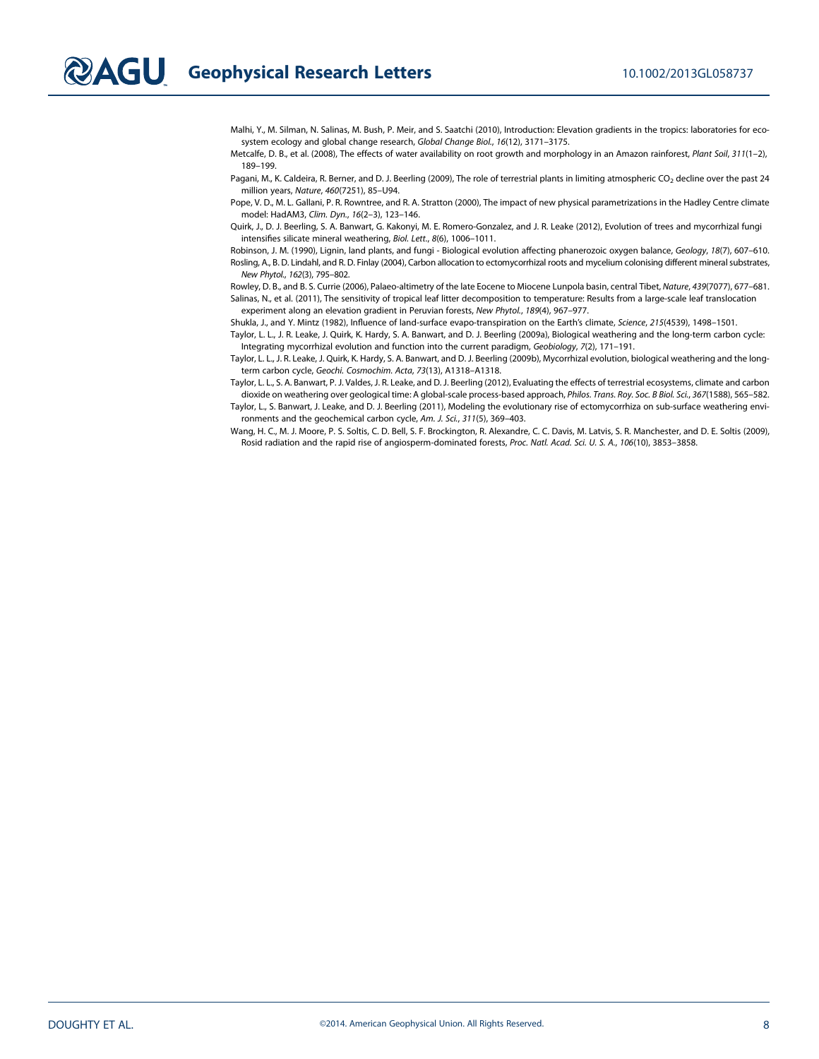Malhi, Y., M. Silman, N. Salinas, M. Bush, P. Meir, and S. Saatchi (2010), Introduction: Elevation gradients in the tropics: laboratories for ecosystem ecology and global change research, *Global Change Biol.*, *16*(12), 3171–3175.

Metcalfe, D. B., et al. (2008), The effects of water availability on root growth and morphology in an Amazon rainforest, *Plant Soil*, *311*(1–2), 189–199.

Pagani, M., K. Caldeira, R. Berner, and D. J. Beerling (2009), The role of terrestrial plants in limiting atmospheric $CO_2$ decline over the past 24 million years, *Nature*, *460*(7251), 85–U94.

Pope, V. D., M. L. Gallani, P. R. Rowntree, and R. A. Stratton (2000), The impact of new physical parametrizations in the Hadley Centre climate model: HadAM3, *Clim. Dyn.*, *16*(2–3), 123–146.

Quirk, J., D. J. Beerling, S. A. Banwart, G. Kakonyi, M. E. Romero-Gonzalez, and J. R. Leake (2012), Evolution of trees and mycorrhizal fungi intensifies silicate mineral weathering, *Biol. Lett.*, *8*(6), 1006–1011.

Robinson, J. M. (1990), Lignin, land plants, and fungi - Biological evolution affecting phanerozoic oxygen balance, *Geology*, *18*(7), 607–610.

Rosling, A., B. D. Lindahl, and R. D. Finlay (2004), Carbon allocation to ectomycorrhizal roots and mycelium colonising different mineral substrates, *New Phytol.*, *162*(3), 795–802.

Rowley, D. B., and B. S. Currie (2006), Palaeo-altimetry of the late Eocene to Miocene Lunpola basin, central Tibet, *Nature*, *439*(7077), 677–681.

Salinas, N., et al. (2011), The sensitivity of tropical leaf litter decomposition to temperature: Results from a large-scale leaf translocation experiment along an elevation gradient in Peruvian forests, *New Phytol.*, *189*(4), 967–977.

Shukla, J., and Y. Mintz (1982), Influence of land-surface evapo-transpiration on the Earth's climate, *Science*, *215*(4539), 1498–1501.

Taylor, L. L., J. R. Leake, J. Quirk, K. Hardy, S. A. Banwart, and D. J. Beerling (2009a), Biological weathering and the long-term carbon cycle: Integrating mycorrhizal evolution and function into the current paradigm, *Geobiology*, *7*(2), 171–191.

Taylor, L. L., J. R. Leake, J. Quirk, K. Hardy, S. A. Banwart, and D. J. Beerling (2009b), Mycorrhizal evolution, biological weathering and the long-term carbon cycle, *Geochi. Cosmochim. Acta*, *73*(13), A1318–A1318.

Taylor, L. L., S. A. Banwart, P. J. Valdes, J. R. Leake, and D. J. Beerling (2012), Evaluating the effects of terrestrial ecosystems, climate and carbon dioxide on weathering over geological time: A global-scale process-based approach, *Philos. Trans. Roy. Soc. B Biol. Sci.*, *367*(1588), 565–582.

Taylor, L., S. Banwart, J. Leake, and D. J. Beerling (2011), Modeling the evolutionary rise of ectomycorrhiza on sub-surface weathering environments and the geochemical carbon cycle, *Am. J. Sci.*, *311*(5), 369–403.

Wang, H. C., M. J. Moore, P. S. Soltis, C. D. Bell, S. F. Brockington, R. Alexandre, C. C. Davis, M. Latvis, S. R. Manchester, and D. E. Soltis (2009), Rosid radiation and the rapid rise of angiosperm-dominated forests, *Proc. Natl. Acad. Sci. U. S. A.*, *106*(10), 3853–3858.